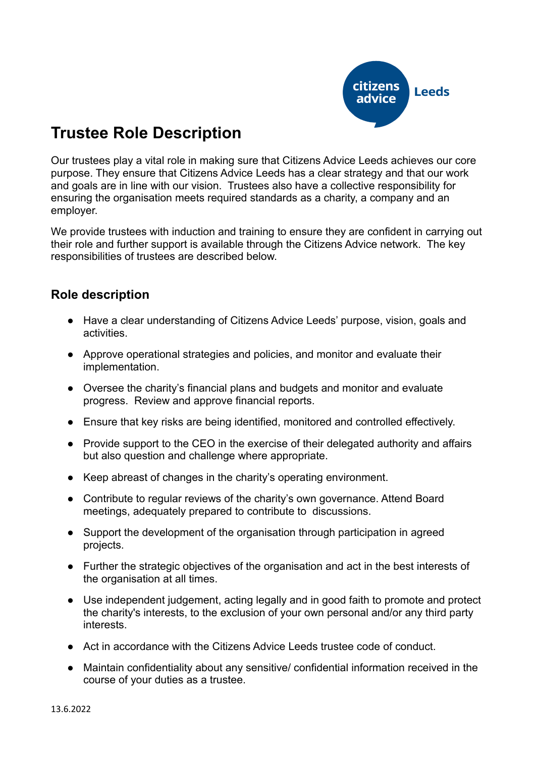# Trustee Role Description

Our trustees play a vital role in making sure that Citizens Advice Leeds achieves our core purpose. They ensure that Citizens Advice Leeds has a clear strategy and that our work and goals are in line with our vision. Trustees also have a collective responsibility for ensuring the organisation meets required standards as a charity, a company and an employer.

We provide trustees with induction and training to ensure they are confident in carrying out their role and further support is available through the Citizens Advice network. The key responsibilities of trustees are described below.

## Role description

- Have a clear understanding of Citizens Advice Leeds' purpose, vision, goals and activities.
- Approve operational strategies and policies, and monitor and evaluate their implementation.
- Oversee the charity's financial plans and budgets and monitor and evaluate progress. Review and approve financial reports.
- Ensure that key risks are being identified, monitored and controlled effectively.
- Provide support to the CEO in the exercise of their delegated authority and affairs but also question and challenge where appropriate.
- Keep abreast of changes in the charity's operating environment.
- Contribute to regular reviews of the charity's own governance. Attend Board meetings, adequately prepared to contribute to discussions.
- Support the development of the organisation through participation in agreed projects.
- Further the strategic objectives of the organisation and act in the best interests of the organisation at all times.
- Use independent judgement, acting legally and in good faith to promote and protect the charity's interests, to the exclusion of your own personal and/or any third party interests.
- Act in accordance with the Citizens Advice Leeds trustee code of conduct.
- Maintain confidentiality about any sensitive/ confidential information received in the course of your duties as a trustee.

13.6.2022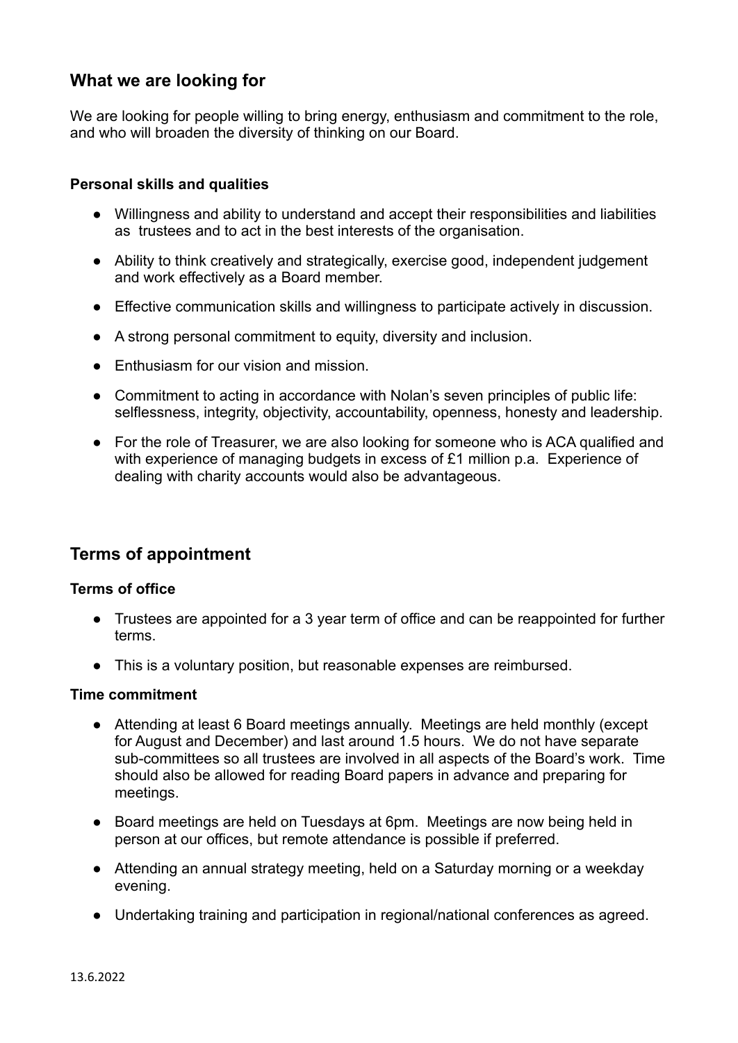## What we are looking for

We are looking for people willing to bring energy, enthusiasm and commitment to the role, and who will broaden the diversity of thinking on our Board.

### Personal skills and qualities

- Willingness and ability to understand and accept their responsibilities and liabilities as trustees and to act in the best interests of the organisation.
- Ability to think creatively and strategically, exercise good, independent judgement and work effectively as a Board member.
- Effective communication skills and willingness to participate actively in discussion.
- A strong personal commitment to equity, diversity and inclusion.
- Enthusiasm for our vision and mission.
- Commitment to acting in accordance with Nolan's seven principles of public life: selflessness, integrity, objectivity, accountability, openness, honesty and leadership.
- For the role of Treasurer, we are also looking for someone who is ACA qualified and with experience of managing budgets in excess of £1 million p.a. Experience of dealing with charity accounts would also be advantageous.

## Terms of appointment

### Terms of office

- Trustees are appointed for a 3 year term of office and can be reappointed for further terms.
- This is a voluntary position, but reasonable expenses are reimbursed.

### Time commitment

- Attending at least 6 Board meetings annually. Meetings are held monthly (except for August and December) and last around 1.5 hours. We do not have separate sub-committees so all trustees are involved in all aspects of the Board's work. Time should also be allowed for reading Board papers in advance and preparing for meetings.
- Board meetings are held on Tuesdays at 6pm. Meetings are now being held in person at our offices, but remote attendance is possible if preferred.
- Attending an annual strategy meeting, held on a Saturday morning or a weekday evening.
- Undertaking training and participation in regional/national conferences as agreed.

13.6.2022